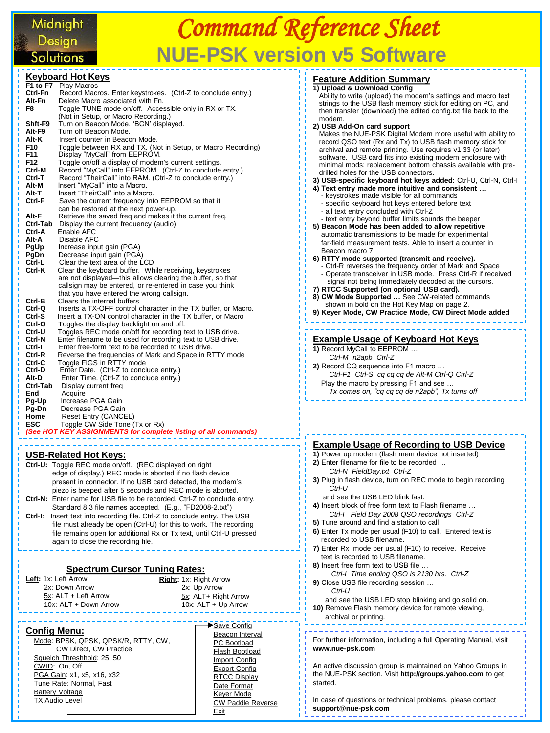Midnight Design Solutions

# Command Reference Sheet

## NUE-PSK version v5 Software

## Keyboard Hot Keys

| Key | Function |
|---|---|
| F1 to F7 | Play Macros |
| Ctrl-Fn | Record Macros. Enter keystrokes. (Ctrl-Z to conclude entry.) |
| Alt-Fn | Delete Macro associated with Fn. |
| F8 | Toggle TUNE mode on/off. Accessible only in RX or TX. (Not in Setup, or Macro Recording.) |
| Shft-F9 | Turn on Beacon Mode. 'BCN' displayed. |
| Alt-F9 | Turn off Beacon Mode. |
| Alt-K | Insert counter in Beacon Mode. |
| F10 | Toggle between RX and TX. (Not in Setup, or Macro Recording) |
| F11 | Display "MyCall" from EEPROM. |
| F12 | Toggle on/off a display of modem's current settings. |
| Ctrl-M | Record "MyCall" into EEPROM. (Ctrl-Z to conclude entry.) |
| Ctrl-T | Record "TheirCall" into RAM. (Ctrl-Z to conclude entry.) |
| Alt-M | Insert "MyCall" into a Macro. |
| Alt-T | Insert "TheirCall" into a Macro. |
| Ctrl-F | Save the current frequency into EEPROM so that it can be restored at the next power-up. |
| Alt-F | Retrieve the saved freq and makes it the current freq. |
| Ctrl-Tab | Display the current frequency (audio) |
| Ctrl-A | Enable AFC |
| Alt-A | Disable AFC |
| PgUp | Increase input gain (PGA) |
| PgDn | Decrease input gain (PGA) |
| Ctrl-L | Clear the text area of the LCD |
| Ctrl-K | Clear the keyboard buffer. While receiving, keystrokes are not displayed—this allows clearing the buffer, so that callsign may be entered, or re-entered in case you think that you have entered the wrong callsign. |
| Ctrl-B | Clears the internal buffers |
| Ctrl-Q | Inserts a TX-OFF control character in the TX buffer, or Macro. |
| Ctrl-S | Insert a TX-ON control character in the TX buffer, or Macro |
| Ctrl-O | Toggles the display backlight on and off. |
| Ctrl-U | Toggles REC mode on/off for recording text to USB drive. |
| Ctrl-N | Enter filename to be used for recording text to USB drive. |
| Ctrl-I | Enter free-form text to be recorded to USB drive. |
| Ctrl-R | Reverse the frequencies of Mark and Space in RTTY mode |
| Ctrl-C | Toggle FIGS in RTTY mode |
| Ctrl-D | Enter Date. (Ctrl-Z to conclude entry.) |
| Alt-D | Enter Time. (Ctrl-Z to conclude entry.) |
| Ctrl-Tab | Display current freq |
| End | Acquire |
| Pg-Up | Increase PGA Gain |
| Pg-Dn | Decrease PGA Gain |
| Home | Reset Entry (CANCEL) |
| ESC | Toggle CW Side Tone (Tx or Rx) |

***(See HOT KEY ASSIGNMENTS for complete listing of all commands)***

## USB-Related Hot Keys:

**Ctrl-U:** Toggle REC mode on/off. (REC displayed on right edge of display.) REC mode is aborted if no flash device present in connector. If no USB card detected, the modem's piezo is beeped after 5 seconds and REC mode is aborted.

**Ctrl-N:** Enter name for USB file to be recorded. Ctrl-Z to conclude entry. Standard 8.3 file names accepted. (E.g., "FD2008-2.txt")

**Ctrl-I**: Insert text into recording file. Ctrl-Z to conclude entry. The USB file must already be open (Ctrl-U) for this to work. The recording file remains open for additional Rx or Tx text, until Ctrl-U pressed again to close the recording file.

## Spectrum Cursor Tuning Rates:

| Left | Right |
|---|---|
| 1x: Left Arrow | 1x: Right Arrow |
| 2x: Down Arrow | 2x: Up Arrow |
| 5x: ALT + Left Arrow | 5x: ALT+ Right Arrow |
| 10x: ALT + Down Arrow | 10x: ALT + Up Arrow |

## Config Menu:

- Mode: BPSK, QPSK, QPSK/R, RTTY, CW, CW Direct, CW Practice
- Squelch Threshhold: 25, 50
- CWID: On, Off
- PGA Gain: x1, x5, x16, x32
- Tune Rate: Normal, Fast
- Battery Voltage
- TX Audio Level
- Save Config
- Beacon Interval
- PC Bootload
- Flash Bootload
- Import Config
- Export Config
- RTCC Display
- Date Format
- Keyer Mode
- CW Paddle Reverse
- Exit

## Feature Addition Summary

**1) Upload & Download Config**
Ability to write (upload) the modem's settings and macro text strings to the USB flash memory stick for editing on PC, and then transfer (download) the edited config.txt file back to the modem.

**2) USB Add-On card support**
Makes the NUE-PSK Digital Modem more useful with ability to record QSO text (Rx and Tx) to USB flash memory stick for archival and remote printing. Use requires v1.33 (or later) software. USB card fits into existing modem enclosure with minimal mods; replacement bottom chassis available with pre-drilled holes for the USB connectors.

**3) USB-specific keyboard hot keys added:** Ctrl-U, Ctrl-N, Ctrl-I

**4) Text entry made more intuitive and consistent …**
- keystrokes made visible for all commands
- specific keyboard hot keys entered before text
- all text entry concluded with Ctrl-Z
- text entry beyond buffer limits sounds the beeper

**5) Beacon Mode has been added to allow repetitive** automatic transmissions to be made for experimental far-field measurement tests. Able to insert a counter in Beacon macro 7.

**6) RTTY mode supported (transmit and receive).**
- Ctrl-R reverses the frequency order of Mark and Space
- Operate transceiver in USB mode. Press Ctrl-R if received signal not being immediately decoded at the cursors.

**7) RTCC Supported (on optional USB card).**

**8) CW Mode Supported …** See CW-related commands shown in bold on the Hot Key Map on page 2.

**9) Keyer Mode, CW Practice Mode, CW Direct Mode added**

## Example Usage of Keyboard Hot Keys

**1)** Record MyCall to EEPROM …
*Ctrl-M n2apb Ctrl-Z*

**2)** Record CQ sequence into F1 macro …
*Ctrl-F1 Ctrl-S cq cq cq de Alt-M Ctrl-Q Ctrl-Z*
Play the macro by pressing F1 and see …
*Tx comes on, "cq cq cq de n2apb", Tx turns off*

## Example Usage of Recording to USB Device

**1)** Power up modem (flash mem device not inserted)

**2)** Enter filename for file to be recorded …
*Ctrl-N FieldDay.txt Ctrl-Z*

**3)** Plug in flash device, turn on REC mode to begin recording
*Ctrl-U*
and see the USB LED blink fast.

**4)** Insert block of free form text to Flash filename …
*Ctrl-I Field Day 2008 QSO recordings Ctrl-Z*

**5)** Tune around and find a station to call

**6)** Enter Tx mode per usual (F10) to call. Entered text is recorded to USB filename.

**7)** Enter Rx mode per usual (F10) to receive. Receive text is recorded to USB filename.

**8)** Insert free form text to USB file …
*Ctrl-I Time ending QSO is 2130 hrs. Ctrl-Z*

**9)** Close USB file recording session …
*Ctrl-U*
and see the USB LED stop blinking and go solid on.

**10)** Remove Flash memory device for remote viewing, archival or printing.

For further information, including a full Operating Manual, visit **www.nue-psk.com**

An active discussion group is maintained on Yahoo Groups in the NUE-PSK section. Visit **http://groups.yahoo.com** to get started.

In case of questions or technical problems, please contact **support@nue-psk.com**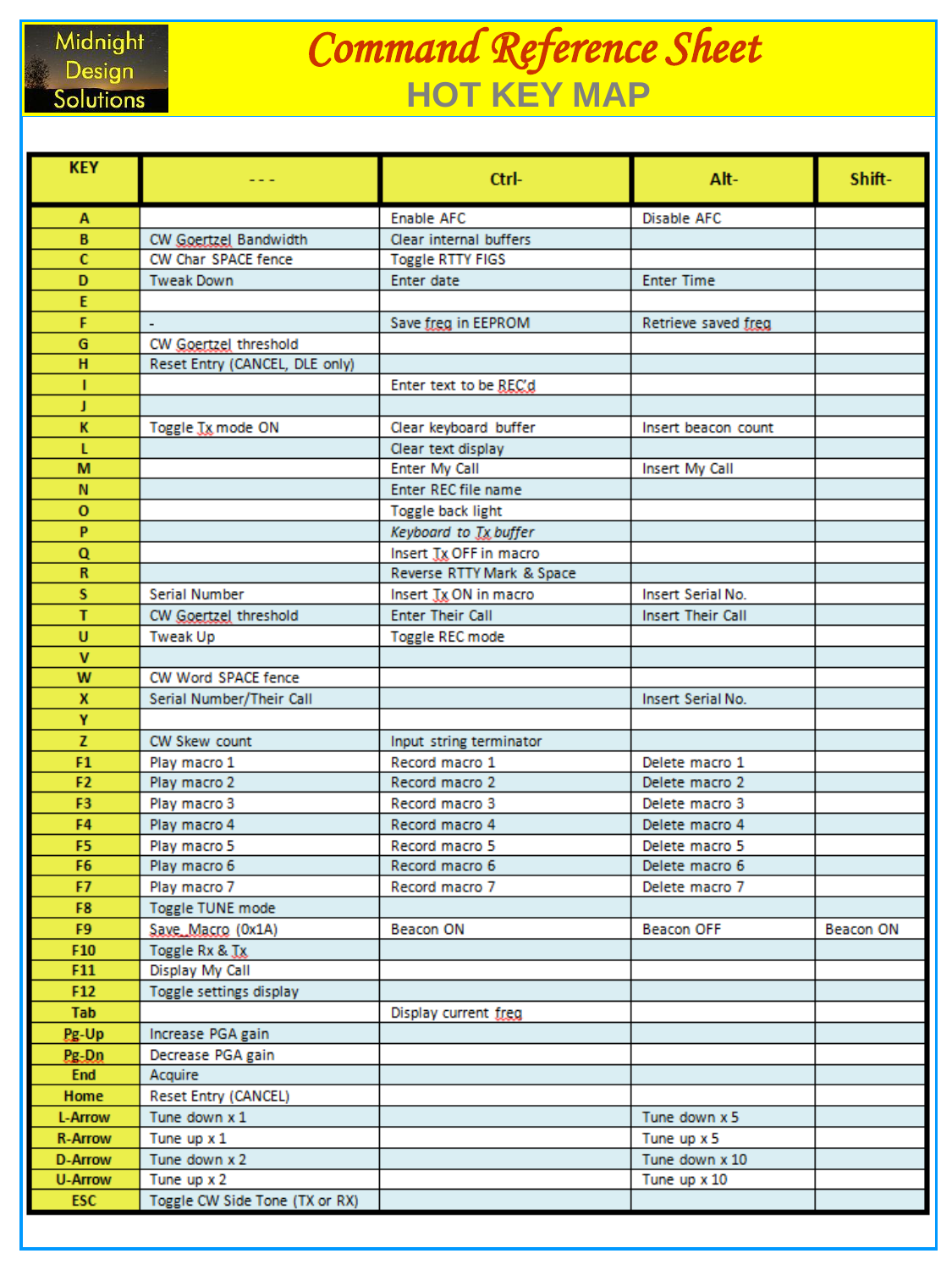Midnight Design Solutions

# Command Reference Sheet

## HOT KEY MAP

| KEY | - - - | Ctrl- | Alt- | Shift- |
|---|---|---|---|---|
| A | | Enable AFC | Disable AFC | |
| B | CW Goertzel Bandwidth | Clear internal buffers | | |
| C | CW Char SPACE fence | Toggle RTTY FIGS | | |
| D | Tweak Down | Enter date | Enter Time | |
| E | | | | |
| F | - | Save freq in EEPROM | Retrieve saved freq | |
| G | CW Goertzel threshold | | | |
| H | Reset Entry (CANCEL, DLE only) | | | |
| I | | Enter text to be REC'd | | |
| J | | | | |
| K | Toggle Tx mode ON | Clear keyboard buffer | Insert beacon count | |
| L | | Clear text display | | |
| M | | Enter My Call | Insert My Call | |
| N | | Enter REC file name | | |
| O | | Toggle back light | | |
| P | | *Keyboard to Tx buffer* | | |
| Q | | Insert Tx OFF in macro | | |
| R | | Reverse RTTY Mark & Space | | |
| S | Serial Number | Insert Tx ON in macro | Insert Serial No. | |
| T | CW Goertzel threshold | Enter Their Call | Insert Their Call | |
| U | Tweak Up | Toggle REC mode | | |
| V | | | | |
| W | CW Word SPACE fence | | | |
| X | Serial Number/Their Call | | Insert Serial No. | |
| Y | | | | |
| Z | CW Skew count | Input string terminator | | |
| F1 | Play macro 1 | Record macro 1 | Delete macro 1 | |
| F2 | Play macro 2 | Record macro 2 | Delete macro 2 | |
| F3 | Play macro 3 | Record macro 3 | Delete macro 3 | |
| F4 | Play macro 4 | Record macro 4 | Delete macro 4 | |
| F5 | Play macro 5 | Record macro 5 | Delete macro 5 | |
| F6 | Play macro 6 | Record macro 6 | Delete macro 6 | |
| F7 | Play macro 7 | Record macro 7 | Delete macro 7 | |
| F8 | Toggle TUNE mode | | | |
| F9 | Save Macro (0x1A) | Beacon ON | Beacon OFF | Beacon ON |
| F10 | Toggle Rx & Tx | | | |
| F11 | Display My Call | | | |
| F12 | Toggle settings display | | | |
| Tab | | Display current freq | | |
| Pg-Up | Increase PGA gain | | | |
| Pg-Dn | Decrease PGA gain | | | |
| End | Acquire | | | |
| Home | Reset Entry (CANCEL) | | | |
| L-Arrow | Tune down x 1 | | Tune down x 5 | |
| R-Arrow | Tune up x 1 | | Tune up x 5 | |
| D-Arrow | Tune down x 2 | | Tune down x 10 | |
| U-Arrow | Tune up x 2 | | Tune up x 10 | |
| ESC | Toggle CW Side Tone (TX or RX) | | | |